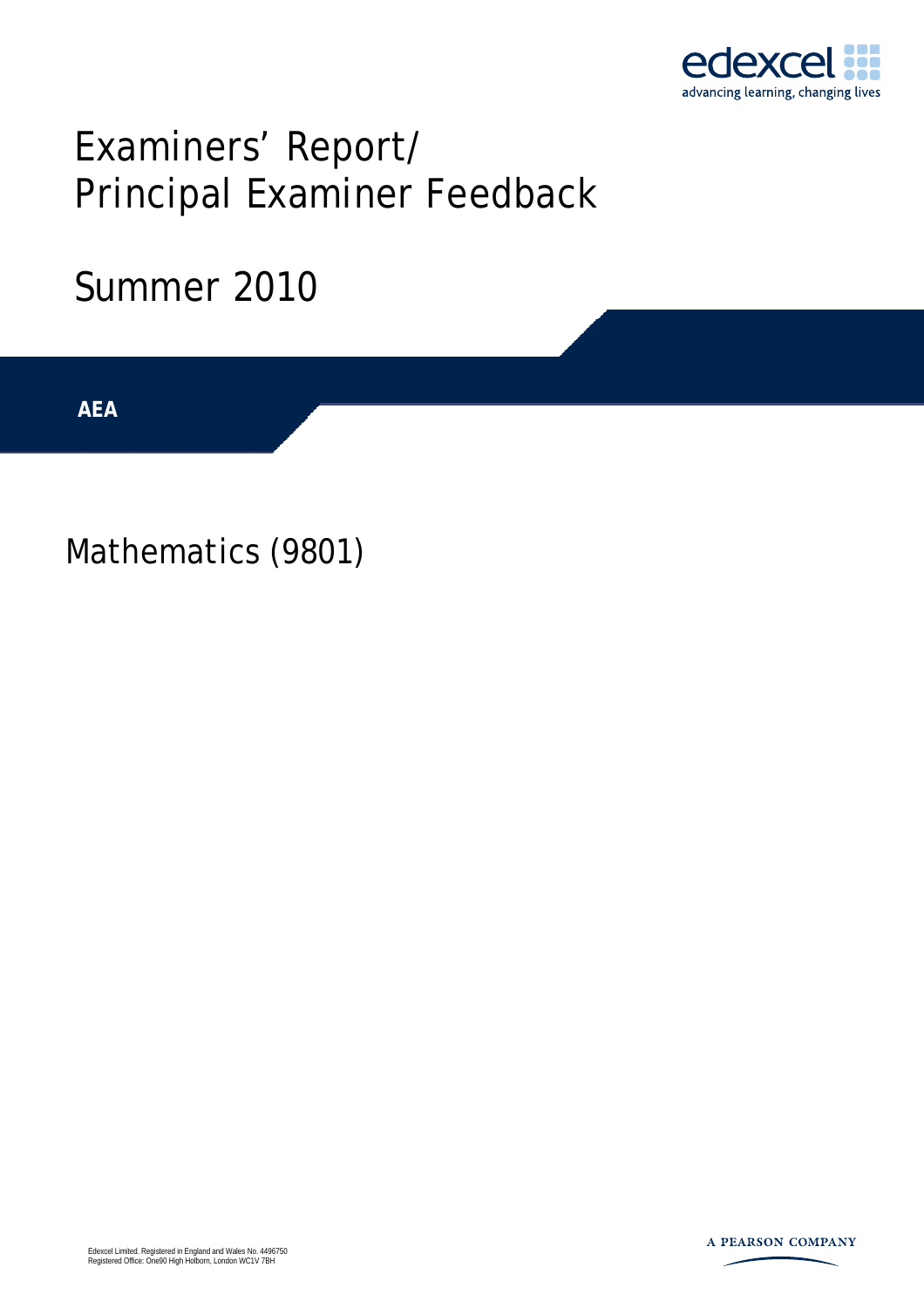edexcel
advancing learning, changing lives

# Examiners' Report/ Principal Examiner Feedback

## Summer 2010

**AEA**

## Mathematics (9801)

Edexcel Limited. Registered in England and Wales No. 4496750
Registered Office: One90 High Holborn, London WC1V 7BH

A PEARSON COMPANY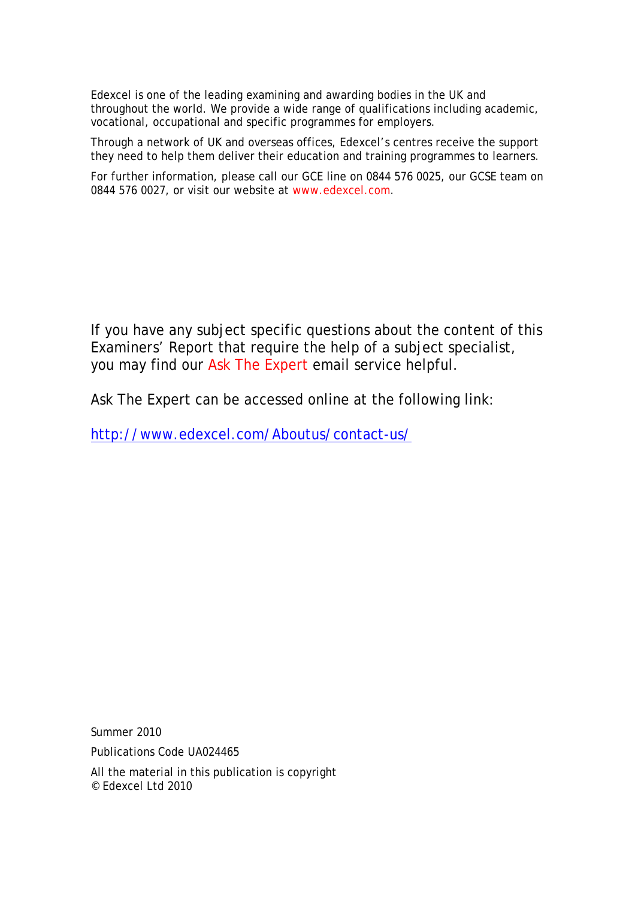Edexcel is one of the leading examining and awarding bodies in the UK and throughout the world. We provide a wide range of qualifications including academic, vocational, occupational and specific programmes for employers.

Through a network of UK and overseas offices, Edexcel's centres receive the support they need to help them deliver their education and training programmes to learners.

For further information, please call our GCE line on 0844 576 0025, our GCSE team on 0844 576 0027, or visit our website at www.edexcel.com.

If you have any subject specific questions about the content of this Examiners' Report that require the help of a subject specialist, you may find our Ask The Expert email service helpful.

Ask The Expert can be accessed online at the following link:

http://www.edexcel.com/Aboutus/contact-us/

Summer 2010

Publications Code UA024465

All the material in this publication is copyright
© Edexcel Ltd 2010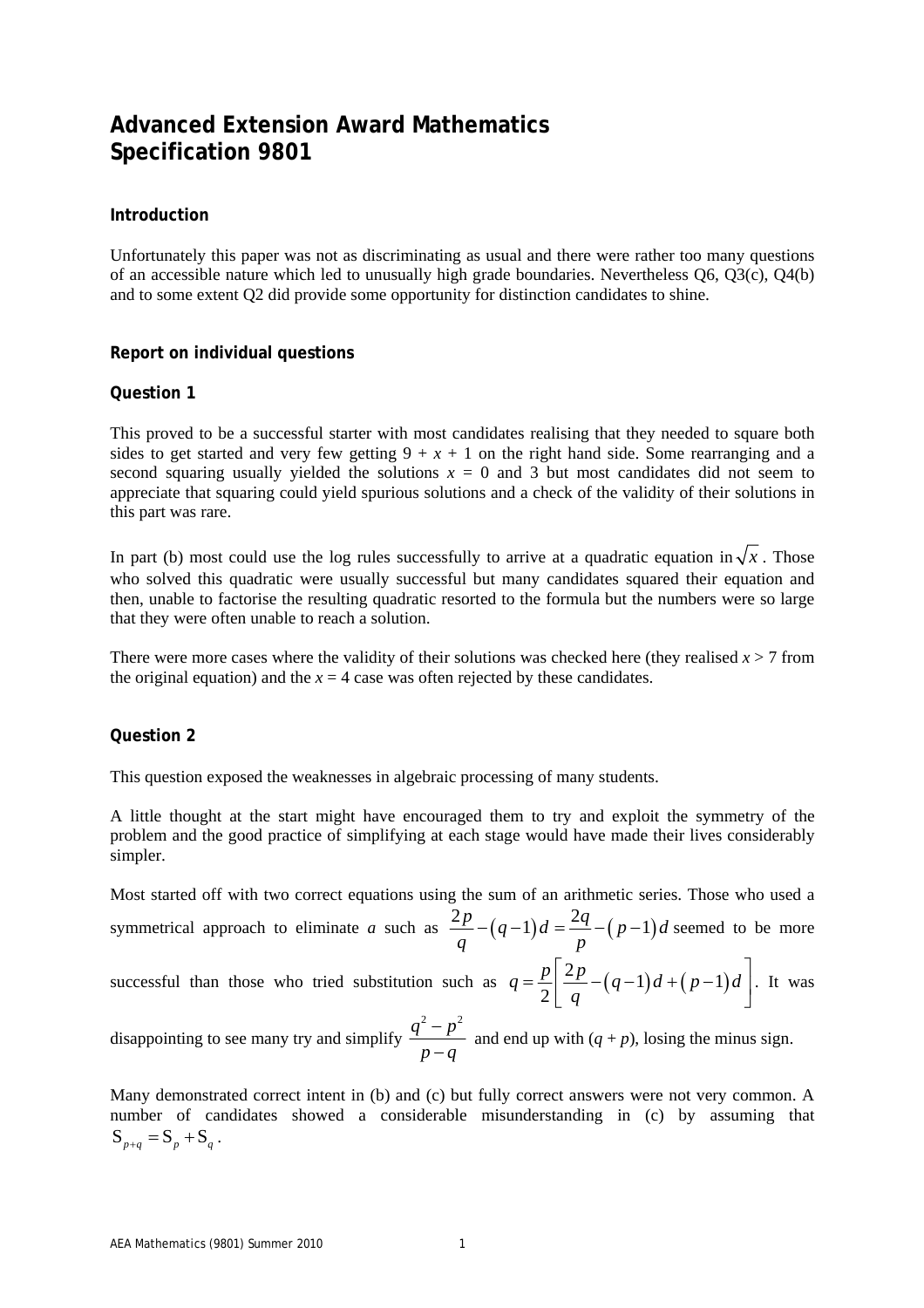# Advanced Extension Award Mathematics
# Specification 9801

### Introduction

Unfortunately this paper was not as discriminating as usual and there were rather too many questions of an accessible nature which led to unusually high grade boundaries. Nevertheless Q6, Q3(c), Q4(b) and to some extent Q2 did provide some opportunity for distinction candidates to shine.

### Report on individual questions

### Question 1

This proved to be a successful starter with most candidates realising that they needed to square both sides to get started and very few getting $9 + x + 1$ on the right hand side. Some rearranging and a second squaring usually yielded the solutions $x = 0$ and 3 but most candidates did not seem to appreciate that squaring could yield spurious solutions and a check of the validity of their solutions in this part was rare.

In part (b) most could use the log rules successfully to arrive at a quadratic equation in $\sqrt{x}$. Those who solved this quadratic were usually successful but many candidates squared their equation and then, unable to factorise the resulting quadratic resorted to the formula but the numbers were so large that they were often unable to reach a solution.

There were more cases where the validity of their solutions was checked here (they realised $x > 7$ from the original equation) and the $x = 4$ case was often rejected by these candidates.

### Question 2

This question exposed the weaknesses in algebraic processing of many students.

A little thought at the start might have encouraged them to try and exploit the symmetry of the problem and the good practice of simplifying at each stage would have made their lives considerably simpler.

Most started off with two correct equations using the sum of an arithmetic series. Those who used a symmetrical approach to eliminate $a$ such as $\frac{2p}{q} - (q-1)d = \frac{2q}{p} - (p-1)d$ seemed to be more successful than those who tried substitution such as $q = \frac{p}{2}\left[\frac{2p}{q} - (q-1)d + (p-1)d\right]$. It was disappointing to see many try and simplify $\frac{q^2 - p^2}{p - q}$ and end up with $(q + p)$, losing the minus sign.

Many demonstrated correct intent in (b) and (c) but fully correct answers were not very common. A number of candidates showed a considerable misunderstanding in (c) by assuming that $S_{p+q} = S_p + S_q$.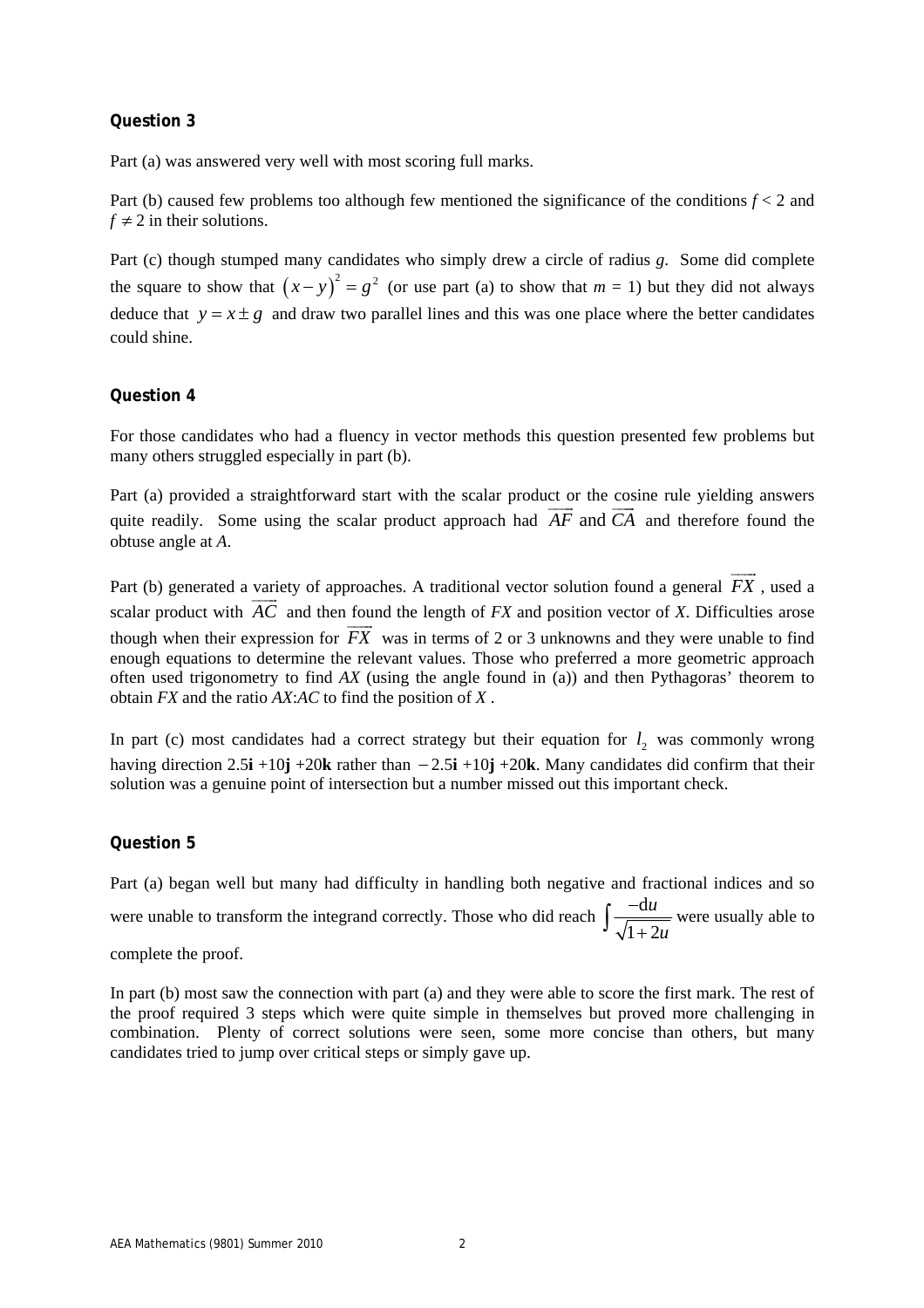**Question 3**

Part (a) was answered very well with most scoring full marks.

Part (b) caused few problems too although few mentioned the significance of the conditions $f < 2$ and $f \neq 2$ in their solutions.

Part (c) though stumped many candidates who simply drew a circle of radius $g$. Some did complete the square to show that $(x-y)^2 = g^2$ (or use part (a) to show that $m = 1$) but they did not always deduce that $y = x \pm g$ and draw two parallel lines and this was one place where the better candidates could shine.

**Question 4**

For those candidates who had a fluency in vector methods this question presented few problems but many others struggled especially in part (b).

Part (a) provided a straightforward start with the scalar product or the cosine rule yielding answers quite readily. Some using the scalar product approach had $\overrightarrow{AF}$ and $\overrightarrow{CA}$ and therefore found the obtuse angle at $A$.

Part (b) generated a variety of approaches. A traditional vector solution found a general $\overrightarrow{FX}$, used a scalar product with $\overrightarrow{AC}$ and then found the length of $FX$ and position vector of $X$. Difficulties arose though when their expression for $\overrightarrow{FX}$ was in terms of 2 or 3 unknowns and they were unable to find enough equations to determine the relevant values. Those who preferred a more geometric approach often used trigonometry to find $AX$ (using the angle found in (a)) and then Pythagoras' theorem to obtain $FX$ and the ratio $AX$:$AC$ to find the position of $X$.

In part (c) most candidates had a correct strategy but their equation for $l_2$ was commonly wrong having direction $2.5\mathbf{i} + 10\mathbf{j} + 20\mathbf{k}$ rather than $-2.5\mathbf{i} + 10\mathbf{j} + 20\mathbf{k}$. Many candidates did confirm that their solution was a genuine point of intersection but a number missed out this important check.

**Question 5**

Part (a) began well but many had difficulty in handling both negative and fractional indices and so were unable to transform the integrand correctly. Those who did reach $\int \frac{-\mathrm{d}u}{\sqrt{1+2u}}$ were usually able to complete the proof.

In part (b) most saw the connection with part (a) and they were able to score the first mark. The rest of the proof required 3 steps which were quite simple in themselves but proved more challenging in combination. Plenty of correct solutions were seen, some more concise than others, but many candidates tried to jump over critical steps or simply gave up.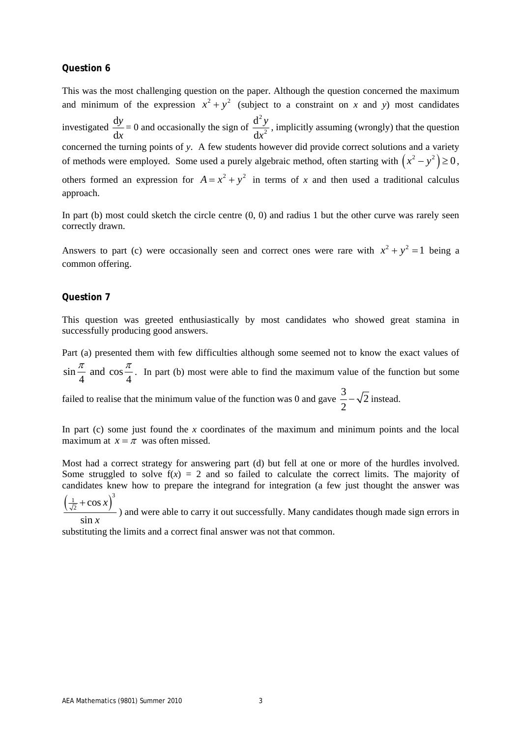### Question 6

This was the most challenging question on the paper. Although the question concerned the maximum and minimum of the expression $x^2 + y^2$ (subject to a constraint on *x* and *y*) most candidates investigated $\frac{\mathrm{d}y}{\mathrm{d}x} = 0$ and occasionally the sign of $\frac{\mathrm{d}^2 y}{\mathrm{d}x^2}$, implicitly assuming (wrongly) that the question concerned the turning points of *y*. A few students however did provide correct solutions and a variety of methods were employed. Some used a purely algebraic method, often starting with $\left(x^2 - y^2\right) \geq 0$, others formed an expression for $A = x^2 + y^2$ in terms of *x* and then used a traditional calculus approach.

In part (b) most could sketch the circle centre (0, 0) and radius 1 but the other curve was rarely seen correctly drawn.

Answers to part (c) were occasionally seen and correct ones were rare with $x^2 + y^2 = 1$ being a common offering.

### Question 7

This question was greeted enthusiastically by most candidates who showed great stamina in successfully producing good answers.

Part (a) presented them with few difficulties although some seemed not to know the exact values of $\sin\frac{\pi}{4}$ and $\cos\frac{\pi}{4}$. In part (b) most were able to find the maximum value of the function but some failed to realise that the minimum value of the function was 0 and gave $\frac{3}{2} - \sqrt{2}$ instead.

In part (c) some just found the *x* coordinates of the maximum and minimum points and the local maximum at $x = \pi$ was often missed.

Most had a correct strategy for answering part (d) but fell at one or more of the hurdles involved. Some struggled to solve f(*x*) = 2 and so failed to calculate the correct limits. The majority of candidates knew how to prepare the integrand for integration (a few just thought the answer was $\frac{\left(\frac{1}{\sqrt{2}} + \cos x\right)^3}{\sin x}$) and were able to carry it out successfully. Many candidates though made sign errors in substituting the limits and a correct final answer was not that common.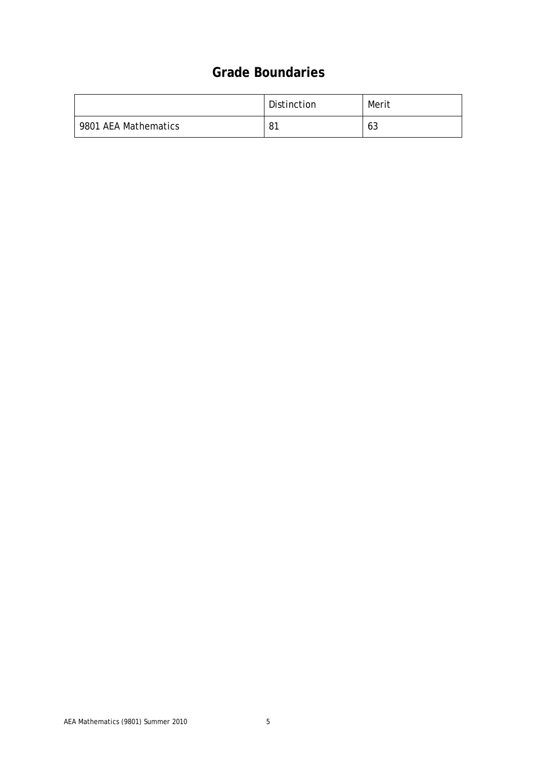## Grade Boundaries

| | Distinction | Merit |
|---|---|---|
| 9801 AEA Mathematics | 81 | 63 |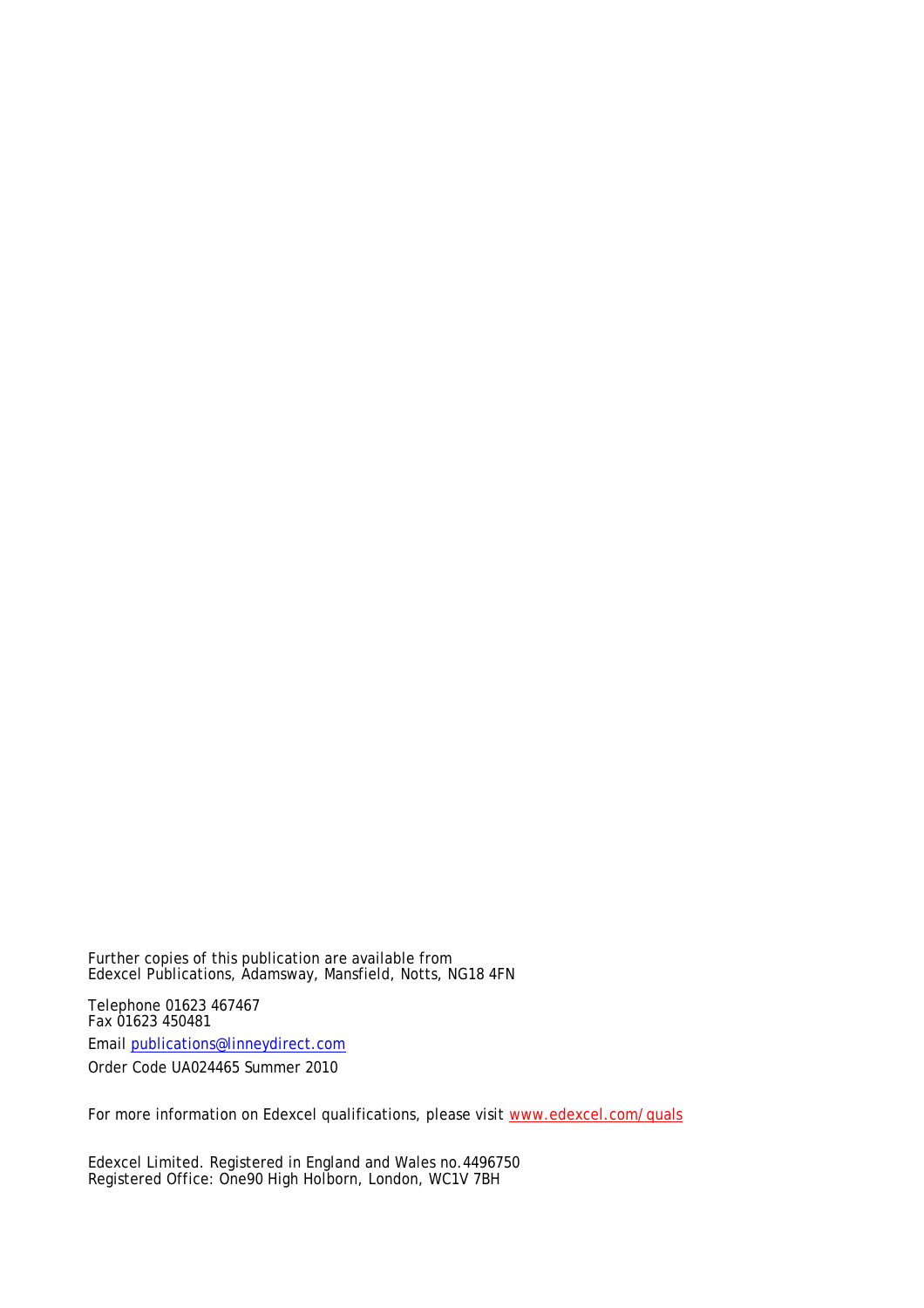Further copies of this publication are available from
Edexcel Publications, Adamsway, Mansfield, Notts, NG18 4FN

Telephone 01623 467467
Fax 01623 450481
Email publications@linneydirect.com
Order Code UA024465 Summer 2010

For more information on Edexcel qualifications, please visit www.edexcel.com/quals

Edexcel Limited. Registered in England and Wales no.4496750
Registered Office: One90 High Holborn, London, WC1V 7BH